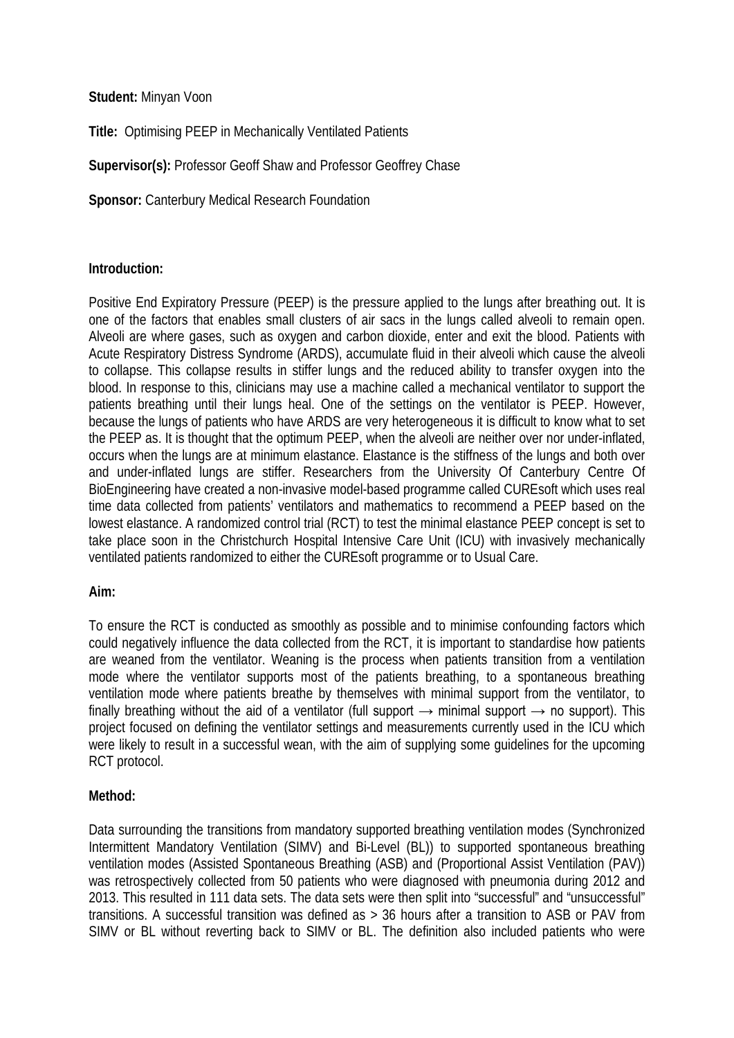**Student:** Minyan Voon

**Title:** Optimising PEEP in Mechanically Ventilated Patients

**Supervisor(s):** Professor Geoff Shaw and Professor Geoffrey Chase

**Sponsor:** Canterbury Medical Research Foundation

**Introduction:**

Positive End Expiratory Pressure (PEEP) is the pressure applied to the lungs after breathing out. It is one of the factors that enables small clusters of air sacs in the lungs called alveoli to remain open. Alveoli are where gases, such as oxygen and carbon dioxide, enter and exit the blood. Patients with Acute Respiratory Distress Syndrome (ARDS), accumulate fluid in their alveoli which cause the alveoli to collapse. This collapse results in stiffer lungs and the reduced ability to transfer oxygen into the blood. In response to this, clinicians may use a machine called a mechanical ventilator to support the patients breathing until their lungs heal. One of the settings on the ventilator is PEEP. However, because the lungs of patients who have ARDS are very heterogeneous it is difficult to know what to set the PEEP as. It is thought that the optimum PEEP, when the alveoli are neither over nor under-inflated, occurs when the lungs are at minimum elastance. Elastance is the stiffness of the lungs and both over and under-inflated lungs are stiffer. Researchers from the University Of Canterbury Centre Of BioEngineering have created a non-invasive model-based programme called CUREsoft which uses real time data collected from patients' ventilators and mathematics to recommend a PEEP based on the lowest elastance. A randomized control trial (RCT) to test the minimal elastance PEEP concept is set to take place soon in the Christchurch Hospital Intensive Care Unit (ICU) with invasively mechanically ventilated patients randomized to either the CUREsoft programme or to Usual Care.

**Aim:**

To ensure the RCT is conducted as smoothly as possible and to minimise confounding factors which could negatively influence the data collected from the RCT, it is important to standardise how patients are weaned from the ventilator. Weaning is the process when patients transition from a ventilation mode where the ventilator supports most of the patients breathing, to a spontaneous breathing ventilation mode where patients breathe by themselves with minimal support from the ventilator, to finally breathing without the aid of a ventilator (full support → minimal support → no support). This project focused on defining the ventilator settings and measurements currently used in the ICU which were likely to result in a successful wean, with the aim of supplying some guidelines for the upcoming RCT protocol.

**Method:**

Data surrounding the transitions from mandatory supported breathing ventilation modes (Synchronized Intermittent Mandatory Ventilation (SIMV) and Bi-Level (BL)) to supported spontaneous breathing ventilation modes (Assisted Spontaneous Breathing (ASB) and (Proportional Assist Ventilation (PAV)) was retrospectively collected from 50 patients who were diagnosed with pneumonia during 2012 and 2013. This resulted in 111 data sets. The data sets were then split into "successful" and "unsuccessful" transitions. A successful transition was defined as > 36 hours after a transition to ASB or PAV from SIMV or BL without reverting back to SIMV or BL. The definition also included patients who were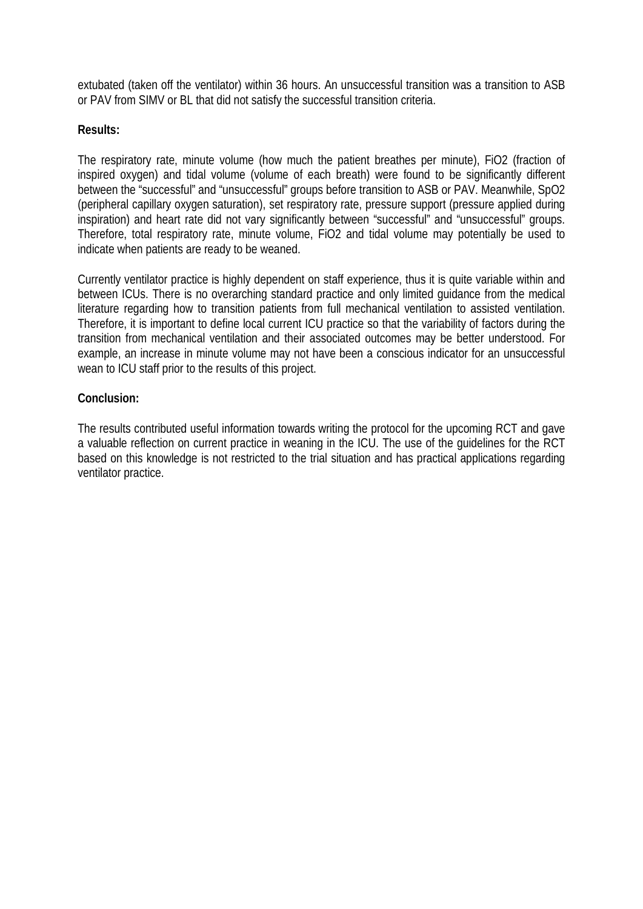extubated (taken off the ventilator) within 36 hours. An unsuccessful transition was a transition to ASB or PAV from SIMV or BL that did not satisfy the successful transition criteria.

**Results:**

The respiratory rate, minute volume (how much the patient breathes per minute), FiO2 (fraction of inspired oxygen) and tidal volume (volume of each breath) were found to be significantly different between the "successful" and "unsuccessful" groups before transition to ASB or PAV. Meanwhile, SpO2 (peripheral capillary oxygen saturation), set respiratory rate, pressure support (pressure applied during inspiration) and heart rate did not vary significantly between "successful" and "unsuccessful" groups. Therefore, total respiratory rate, minute volume, FiO2 and tidal volume may potentially be used to indicate when patients are ready to be weaned.

Currently ventilator practice is highly dependent on staff experience, thus it is quite variable within and between ICUs. There is no overarching standard practice and only limited guidance from the medical literature regarding how to transition patients from full mechanical ventilation to assisted ventilation. Therefore, it is important to define local current ICU practice so that the variability of factors during the transition from mechanical ventilation and their associated outcomes may be better understood. For example, an increase in minute volume may not have been a conscious indicator for an unsuccessful wean to ICU staff prior to the results of this project.

**Conclusion:**

The results contributed useful information towards writing the protocol for the upcoming RCT and gave a valuable reflection on current practice in weaning in the ICU. The use of the guidelines for the RCT based on this knowledge is not restricted to the trial situation and has practical applications regarding ventilator practice.